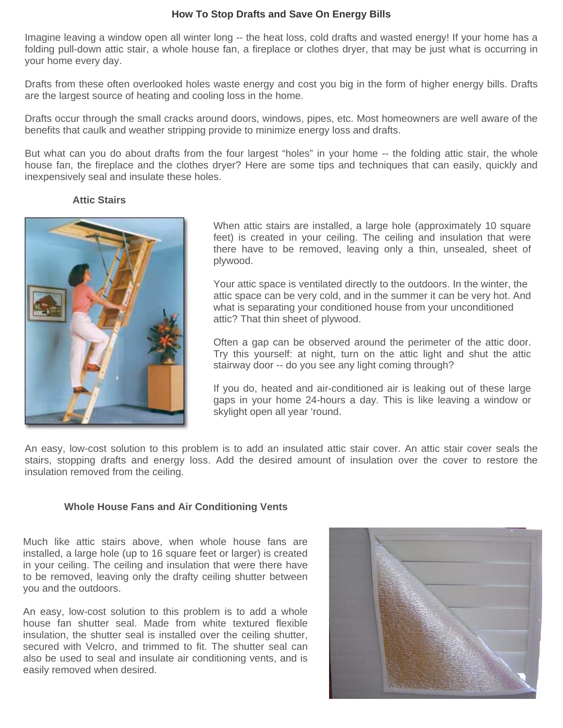# How To Stop Drafts and Save On Energy Bills

Imagine leaving a window open all winter long -- the heat loss, cold drafts and wasted energy! If your home has a folding pull-down attic stair, a whole house fan, a fireplace or clothes dryer, that may be just what is occurring in your home every day.

Drafts from these often overlooked holes waste energy and cost you big in the form of higher energy bills. Drafts are the largest source of heating and cooling loss in the home.

Drafts occur through the small cracks around doors, windows, pipes, etc. Most homeowners are well aware of the benefits that caulk and weather stripping provide to minimize energy loss and drafts.

But what can you do about drafts from the four largest "holes" in your home -- the folding attic stair, the whole house fan, the fireplace and the clothes dryer? Here are some tips and techniques that can easily, quickly and inexpensively seal and insulate these holes.

## Attic Stairs

When attic stairs are installed, a large hole (approximately 10 square feet) is created in your ceiling. The ceiling and insulation that were there have to be removed, leaving only a thin, unsealed, sheet of plywood.

Your attic space is ventilated directly to the outdoors. In the winter, the attic space can be very cold, and in the summer it can be very hot. And what is separating your conditioned house from your unconditioned attic? That thin sheet of plywood.

Often a gap can be observed around the perimeter of the attic door. Try this yourself: at night, turn on the attic light and shut the attic stairway door -- do you see any light coming through?

If you do, heated and air-conditioned air is leaking out of these large gaps in your home 24-hours a day. This is like leaving a window or skylight open all year 'round.

An easy, low-cost solution to this problem is to add an insulated attic stair cover. An attic stair cover seals the stairs, stopping drafts and energy loss. Add the desired amount of insulation over the cover to restore the insulation removed from the ceiling.

## Whole House Fans and Air Conditioning Vents

Much like attic stairs above, when whole house fans are installed, a large hole (up to 16 square feet or larger) is created in your ceiling. The ceiling and insulation that were there have to be removed, leaving only the drafty ceiling shutter between you and the outdoors.

An easy, low-cost solution to this problem is to add a whole house fan shutter seal. Made from white textured flexible insulation, the shutter seal is installed over the ceiling shutter, secured with Velcro, and trimmed to fit. The shutter seal can also be used to seal and insulate air conditioning vents, and is easily removed when desired.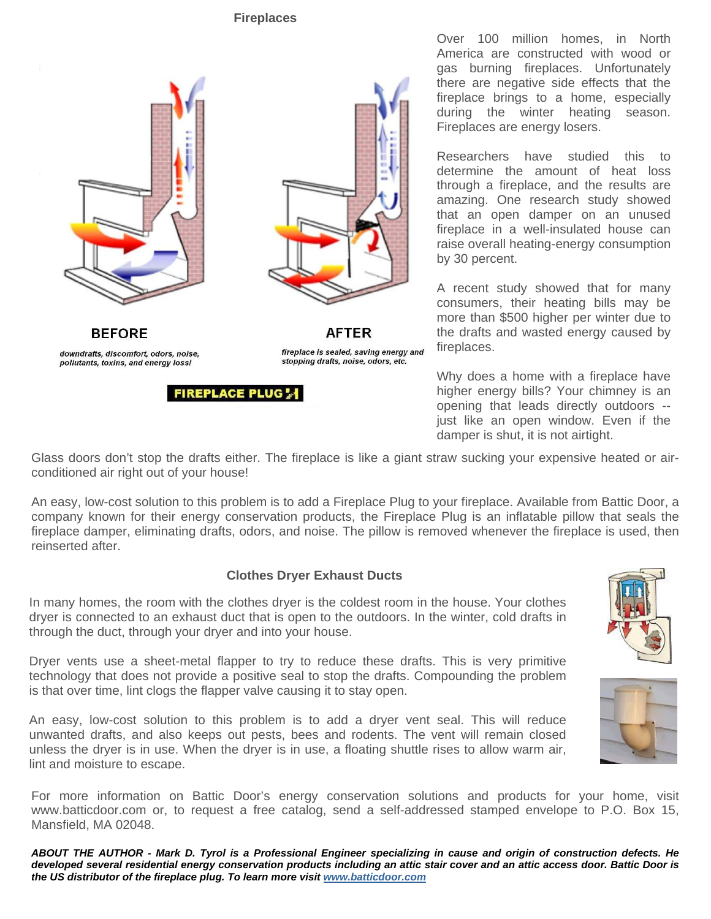## Fireplaces

BEFORE

*downdrafts, discomfort, odors, noise, pollutants, toxins, and energy loss!*

AFTER

*fireplace is sealed, saving energy and stopping drafts, noise, odors, etc.*

FIREPLACE PLUG

Over 100 million homes, in North America are constructed with wood or gas burning fireplaces. Unfortunately there are negative side effects that the fireplace brings to a home, especially during the winter heating season. Fireplaces are energy losers.

Researchers have studied this to determine the amount of heat loss through a fireplace, and the results are amazing. One research study showed that an open damper on an unused fireplace in a well-insulated house can raise overall heating-energy consumption by 30 percent.

A recent study showed that for many consumers, their heating bills may be more than $500 higher per winter due to the drafts and wasted energy caused by fireplaces.

Why does a home with a fireplace have higher energy bills? Your chimney is an opening that leads directly outdoors -- just like an open window. Even if the damper is shut, it is not airtight.

Glass doors don't stop the drafts either. The fireplace is like a giant straw sucking your expensive heated or air-conditioned air right out of your house!

An easy, low-cost solution to this problem is to add a Fireplace Plug to your fireplace. Available from Battic Door, a company known for their energy conservation products, the Fireplace Plug is an inflatable pillow that seals the fireplace damper, eliminating drafts, odors, and noise. The pillow is removed whenever the fireplace is used, then reinserted after.

## Clothes Dryer Exhaust Ducts

In many homes, the room with the clothes dryer is the coldest room in the house. Your clothes dryer is connected to an exhaust duct that is open to the outdoors. In the winter, cold drafts in through the duct, through your dryer and into your house.

Dryer vents use a sheet-metal flapper to try to reduce these drafts. This is very primitive technology that does not provide a positive seal to stop the drafts. Compounding the problem is that over time, lint clogs the flapper valve causing it to stay open.

An easy, low-cost solution to this problem is to add a dryer vent seal. This will reduce unwanted drafts, and also keeps out pests, bees and rodents. The vent will remain closed unless the dryer is in use. When the dryer is in use, a floating shuttle rises to allow warm air, lint and moisture to escape.

For more information on Battic Door's energy conservation solutions and products for your home, visit www.batticdoor.com or, to request a free catalog, send a self-addressed stamped envelope to P.O. Box 15, Mansfield, MA 02048.

***ABOUT THE AUTHOR - Mark D. Tyrol is a Professional Engineer specializing in cause and origin of construction defects. He developed several residential energy conservation products including an attic stair cover and an attic access door. Battic Door is the US distributor of the fireplace plug. To learn more visit [www.batticdoor.com](http://www.batticdoor.com)***